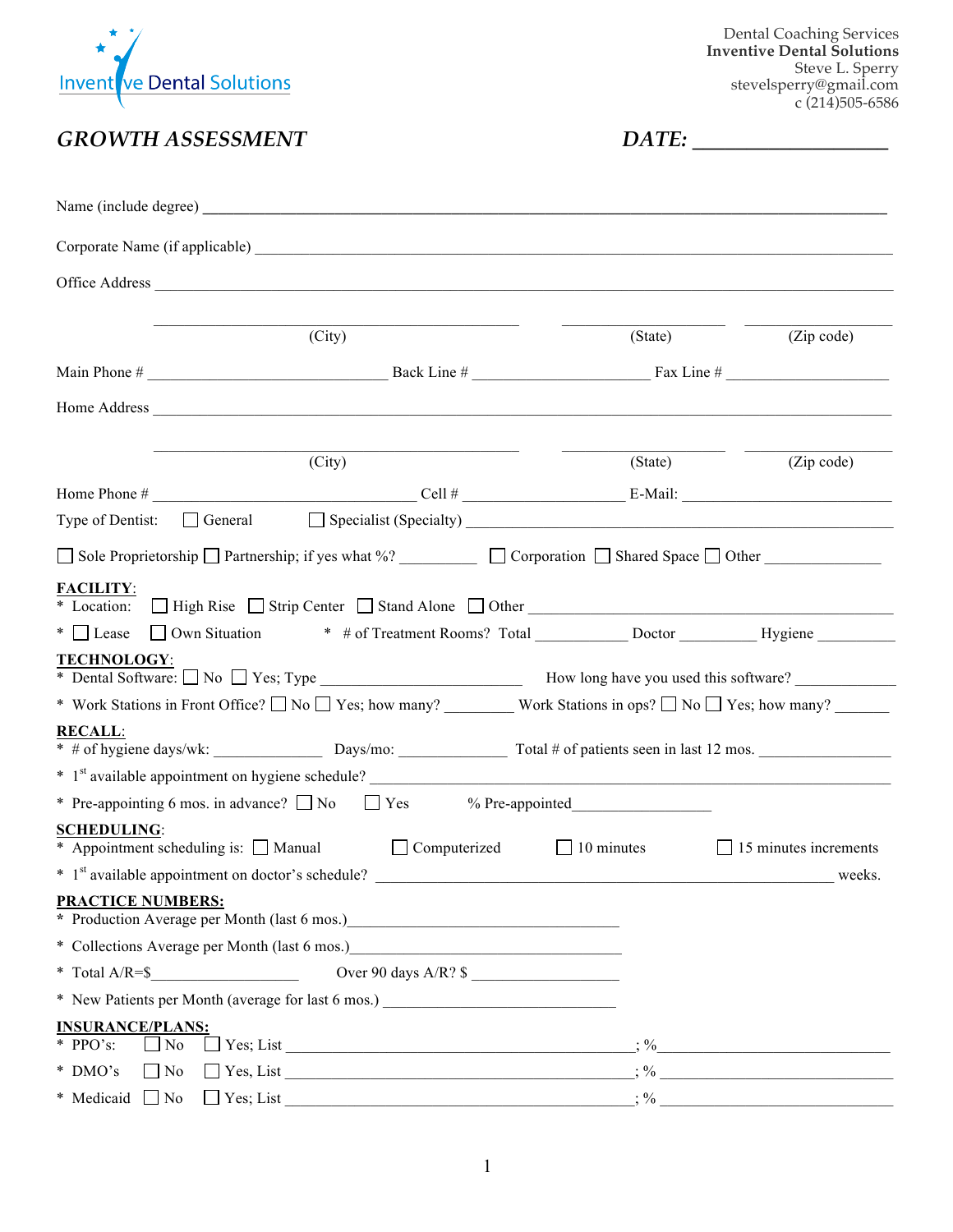Inventive Dental Solutions

Dental Coaching Services
**Inventive Dental Solutions**
Steve L. Sperry
stevelsperry@gmail.com
c (214)505-6586

## *GROWTH ASSESSMENT*

***DATE:*** ____________________

Name (include degree) ______________________________________________________________

Corporate Name (if applicable) _______________________________________________________

Office Address ____________________________________________________________________

____________________ (City) ____________ (State) ____________ (Zip code)

Main Phone # ______________________ Back Line # ________________ Fax Line # ________________

Home Address _____________________________________________________________________

____________________ (City) ____________ (State) ____________ (Zip code)

Home Phone # ______________________ Cell # ________________ E-Mail: ____________________

Type of Dentist: ☐ General ☐ Specialist (Specialty) ______________________________________

☐ Sole Proprietorship ☐ Partnership; if yes what %? ________ ☐ Corporation ☐ Shared Space ☐ Other ____________

**FACILITY**:
* Location: ☐ High Rise ☐ Strip Center ☐ Stand Alone ☐ Other ______________________________
* ☐ Lease ☐ Own Situation * # of Treatment Rooms? Total __________ Doctor _________ Hygiene _________

**TECHNOLOGY**:
* Dental Software: ☐ No ☐ Yes; Type ______________________ How long have you used this software? ____________
* Work Stations in Front Office? ☐ No ☐ Yes; how many? ________ Work Stations in ops? ☐ No ☐ Yes; how many? _______

**RECALL**:
* # of hygiene days/wk: ____________ Days/mo: ____________ Total # of patients seen in last 12 mos. ______________
* 1st available appointment on hygiene schedule? ______________________________________________
* Pre-appointing 6 mos. in advance? ☐ No ☐ Yes % Pre-appointed________________

**SCHEDULING**:
* Appointment scheduling is: ☐ Manual ☐ Computerized ☐ 10 minutes ☐ 15 minutes increments
* 1st available appointment on doctor's schedule? ______________________________________ weeks.

**PRACTICE NUMBERS:**
* Production Average per Month (last 6 mos.)______________________________
* Collections Average per Month (last 6 mos.)______________________________
* Total A/R=$________________ Over 90 days A/R? $ ________________
* New Patients per Month (average for last 6 mos.) ________________________

**INSURANCE/PLANS:**
* PPO's: ☐ No ☐ Yes; List ________________________________________; % ______________________
* DMO's ☐ No ☐ Yes, List ________________________________________; % ______________________
* Medicaid ☐ No ☐ Yes; List ________________________________________; % ______________________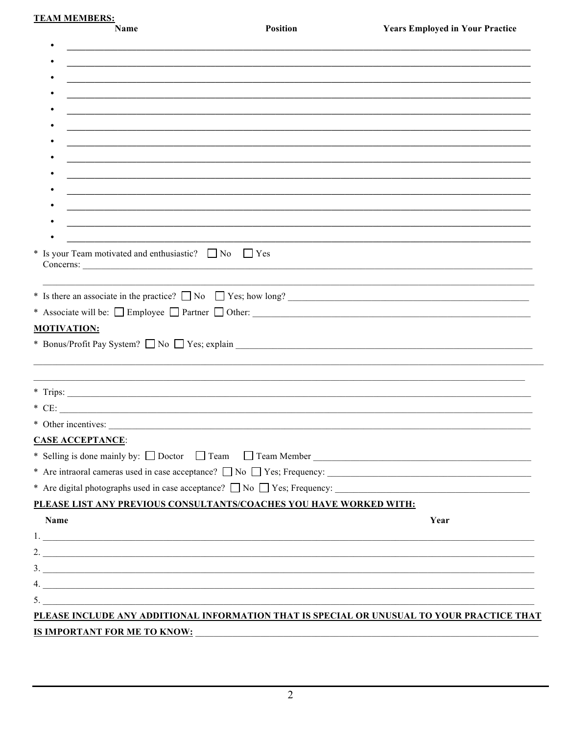**TEAM MEMBERS:**

| Name | Position | Years Employed in Your Practice |
|---|---|---|
| | | |
| | | |
| | | |
| | | |
| | | |
| | | |
| | | |
| | | |
| | | |
| | | |
| | | |
| | | |
| | | |

\* Is your Team motivated and enthusiastic? ☐ No ☐ Yes
Concerns: ______________________________________________

______________________________________________

\* Is there an associate in the practice? ☐ No ☐ Yes; how long? ______________________

\* Associate will be: ☐ Employee ☐ Partner ☐ Other: ______________________

**MOTIVATION:**

\* Bonus/Profit Pay System? ☐ No ☐ Yes; explain ______________________

______________________________________________

______________________________________________

\* Trips: ______________________________________________

\* CE: ______________________________________________

\* Other incentives: ______________________________________________

**CASE ACCEPTANCE**:

\* Selling is done mainly by: ☐ Doctor ☐ Team ☐ Team Member ______________________

\* Are intraoral cameras used in case acceptance? ☐ No ☐ Yes; Frequency: ______________________

\* Are digital photographs used in case acceptance? ☐ No ☐ Yes; Frequency: ______________________

**PLEASE LIST ANY PREVIOUS CONSULTANTS/COACHES YOU HAVE WORKED WITH:**

| | Name | Year |
|---|---|---|
| 1. | | |
| 2. | | |
| 3. | | |
| 4. | | |
| 5. | | |

**PLEASE INCLUDE ANY ADDITIONAL INFORMATION THAT IS SPECIAL OR UNUSUAL TO YOUR PRACTICE THAT IS IMPORTANT FOR ME TO KNOW:** ______________________________________________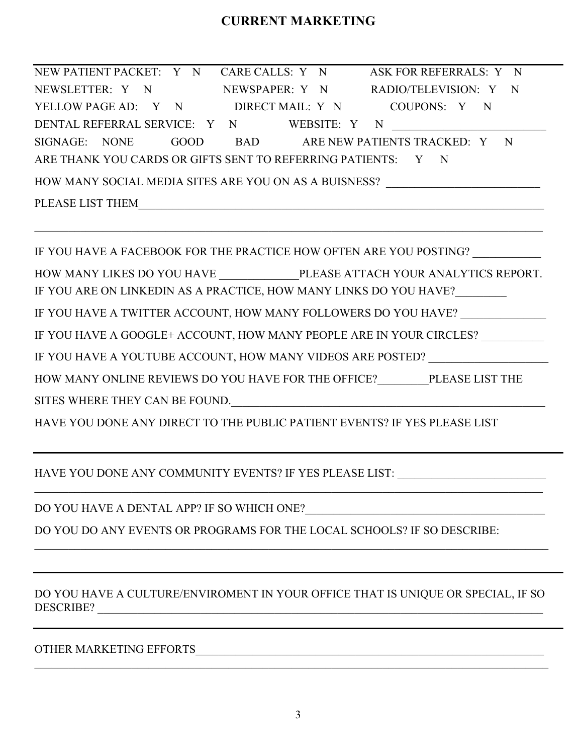# CURRENT MARKETING

NEW PATIENT PACKET: Y N CARE CALLS: Y N ASK FOR REFERRALS: Y N

NEWSLETTER: Y N NEWSPAPER: Y N RADIO/TELEVISION: Y N

YELLOW PAGE AD: Y N DIRECT MAIL: Y N COUPONS: Y N

DENTAL REFERRAL SERVICE: Y N WEBSITE: Y N ___________________________

SIGNAGE: NONE GOOD BAD ARE NEW PATIENTS TRACKED: Y N

ARE THANK YOU CARDS OR GIFTS SENT TO REFERRING PATIENTS: Y N

HOW MANY SOCIAL MEDIA SITES ARE YOU ON AS A BUISNESS? ___________________________

PLEASE LIST THEM___________________________________________________________________________

___________________________________________________________________________________________

IF YOU HAVE A FACEBOOK FOR THE PRACTICE HOW OFTEN ARE YOU POSTING? ____________

HOW MANY LIKES DO YOU HAVE ______________PLEASE ATTACH YOUR ANALYTICS REPORT.

IF YOU ARE ON LINKEDIN AS A PRACTICE, HOW MANY LINKS DO YOU HAVE?_________

IF YOU HAVE A TWITTER ACCOUNT, HOW MANY FOLLOWERS DO YOU HAVE? _______________

IF YOU HAVE A GOOGLE+ ACCOUNT, HOW MANY PEOPLE ARE IN YOUR CIRCLES? ___________

IF YOU HAVE A YOUTUBE ACCOUNT, HOW MANY VIDEOS ARE POSTED? _____________________

HOW MANY ONLINE REVIEWS DO YOU HAVE FOR THE OFFICE?_________PLEASE LIST THE SITES WHERE THEY CAN BE FOUND.__________________________________________________________

HAVE YOU DONE ANY DIRECT TO THE PUBLIC PATIENT EVENTS? IF YES PLEASE LIST

---

HAVE YOU DONE ANY COMMUNITY EVENTS? IF YES PLEASE LIST: __________________________

___________________________________________________________________________________________

DO YOU HAVE A DENTAL APP? IF SO WHICH ONE?___________________________________________

DO YOU DO ANY EVENTS OR PROGRAMS FOR THE LOCAL SCHOOLS? IF SO DESCRIBE:

___________________________________________________________________________________________

---

DO YOU HAVE A CULTURE/ENVIROMENT IN YOUR OFFICE THAT IS UNIQUE OR SPECIAL, IF SO DESCRIBE? ________________________________________________________________________________

---

OTHER MARKETING EFFORTS__________________________________________________________________

___________________________________________________________________________________________